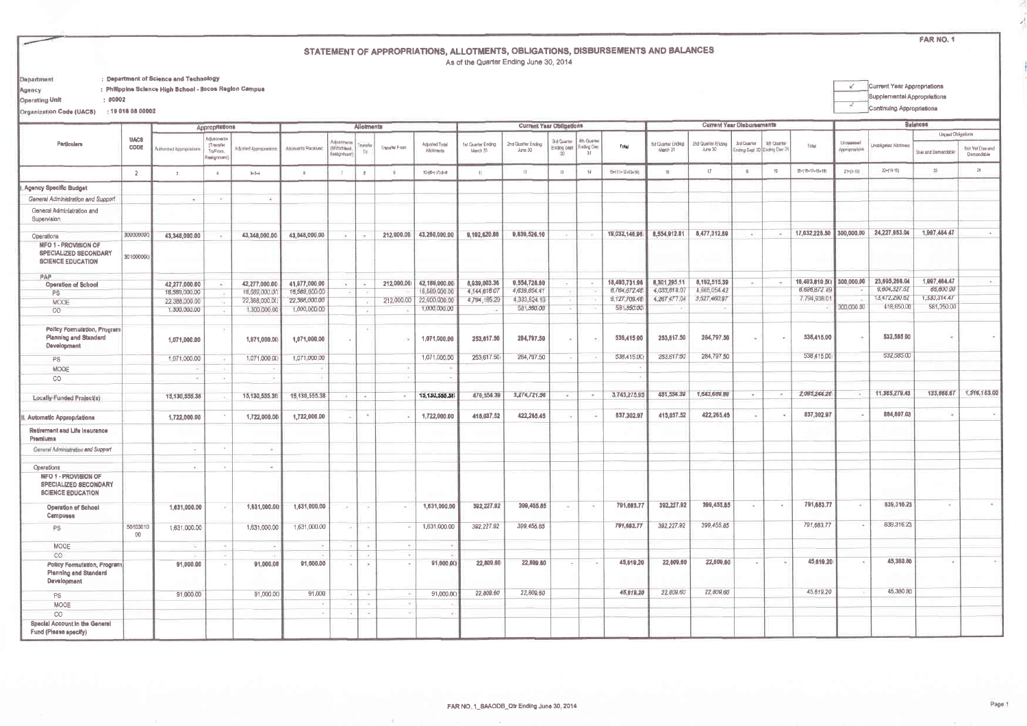FAR NO. 1

# STATEMENT OF APPROPRIATIONS, ALLOTMENTS, OBLIGATIONS, DISBURSEMENTS AND BALANCES

As of the Quarter Ending June 30, 2014

**Department** : Department of Science and Technology
**Agency** : Philippine Science High School - Ilocos Region Campus
**Operating Unit** : 00002
**Organization Code (UACS)** : 19 016 08 00002

- [✓] Current Year Appropriations
- [ ] Supplemental Appropriations
- [✓] Continuing Appropriations

| Particulars | UACS CODE | Appropriations | | | Allotments | | | | | Current Year Obligations | | | | | Current Year Disbursements | | | | | Balances | | | |
|---|---|---|---|---|---|---|---|---|---|---|---|---|---|---|---|---|---|---|---|---|---|---|---|
| | | Authorized Appropriations | Adjustments (Transfer To/From, Realignment) | Adjusted Appropriations | Allotments Received | Adjustments (Withdrawal, Realignment) | Transfer To | Transfer From | Adjusted Total Allotments | 1st Quarter Ending March 31 | 2nd Quarter Ending June 30 | 3rd Quarter Ending Sept 30 | 4th Quarter Ending Dec 31 | Total | 1st Quarter Ending March 31 | 2nd Quarter Ending June 30 | 3rd Quarter Ending Sept 30 | 4th Quarter Ending Dec 31 | Total | Unreleased Appropriations | Unobligated Allotment | Unpaid Obligations: Due and Demandable | Unpaid Obligations: Not Yet Due and Demandable |
| 1 | 2 | 3 | 4 | 5=3+4 | 6 | 7 | 8 | 9 | 10=[(6+(-)7)-8+9] | 11 | 12 | 13 | 14 | 15=(11+12+13+14) | 16 | 17 | 18 | 19 | 20=(16+17+18+19) | 21=(5-10) | 22=(10-15) | 23 | 24 |
| **I. Agency Specific Budget** | | | | | | | | | | | | | | | | | | | | | | | |
| *General Administration and Support* | | - | - | - | | | | | | | | | | | | | | | | | | | |
| General Administration and Supervision | | | | | | | | | | | | | | | | | | | | | | | |
| Operations | 300000000 | 43,348,000.00 | - | 43,348,000.00 | 43,048,000.00 | - | - | 212,000.00 | 43,260,000.00 | 9,192,620.86 | 9,839,526.10 | - | - | 19,032,146.96 | 8,554,912.61 | 8,477,312.89 | - | - | 17,032,225.50 | 300,000.00 | 24,227,853.04 | 1,967,464.47 | - |
| **MFO 1 - PROVISION OF SPECIALIZED SECONDARY SCIENCE EDUCATION** | 301000000 | | | | | | | | | | | | | | | | | | | | | | |
| PAP | | | | | | | | | | | | | | | | | | | | | | | |
| **Operation of School** | | 42,277,000.00 | - | 42,277,000.00 | 41,977,000.00 | - | - | 212,000.00 | 42,189,000.00 | 8,939,003.36 | 9,554,728.60 | - | - | 18,493,731.96 | 8,301,295.11 | 8,192,515.39 | - | - | 16,493,810.50 | 300,000.00 | 23,695,268.04 | 1,997,464.47 | - |
| PS | | 18,589,000.00 | - | 18,589,000.00 | 18,589,000.00 | - | - | | 18,589,000.00 | 4,144,818.07 | 4,639,854.41 | - | - | 8,784,672.48 | 4,033,818.07 | 4,665,054.42 | | | 8,698,872.49 | | 9,804,327.52 | 85,800.00 | |
| MOOE | | 22,388,000.00 | - | 22,388,000.00 | 22,388,000.00 | | - | 212,000.00 | 22,600,000.00 | 4,794,185.29 | 4,333,524.19 | - | - | 9,127,709.48 | 4,267,477.04 | 3,527,460.97 | | | 7,794,938.01 | - | 13,472,290.52 | 1,330,314.47 | |
| CO | | 1,300,000.00 | - | 1,300,000.00 | 1,000,000.00 | | - | - | 1,000,000.00 | - | 581,350.00 | - | | 581,350.00 | - | - | | | - | 300,000.00 | 418,650.00 | 581,350.00 | |
| **Policy Formulation, Program Planning and Standard Development** | | 1,071,000.00 | - | 1,071,000.00 | 1,071,000.00 | - | - | - | 1,071,000.00 | 253,617.50 | 284,797.50 | - | - | 538,415.00 | 253,617.50 | 284,797.50 | - | - | 538,415.00 | - | 532,585.00 | - | - |
| PS | | 1,071,000.00 | - | 1,071,000.00 | 1,071,000.00 | | | | 1,071,000.00 | 253,617.50 | 284,797.50 | - | | 538,415.00 | 253,617.50 | 284,797.50 | | | 538,415.00 | | 532,585.00 | | |
| MOOE | | - | - | - | - | | | - | - | | | | | | | | | | | | | | |
| CO | | - | - | - | - | | | - | - | | | | | - | | | | | | | | | |
| Locally-Funded Project(s) | | 15,130,555.38 | - | 15,130,555.38 | 15,130,555.38 | - | - | - | 15,130,555.38 | 470,554.39 | 3,274,721.56 | - | - | 3,745,275.95 | 431,554.39 | 1,643,689.89 | - | - | 2,085,244.28 | - | 11,385,279.43 | 133,866.67 | 1,516,163.00 |
| **II. Automatic Appropriations** | | 1,722,000.00 | - | 1,722,000.00 | 1,722,000.00 | - | - | - | 1,722,000.00 | 415,037.52 | 422,265.45 | - | - | 837,302.97 | 415,037.52 | 422,265.45 | - | - | 837,302.97 | - | 884,697.03 | - | - |
| **Retirement and Life Insurance Premiums** | | | | | | | | | | | | | | | | | | | | | | | |
| *General Administration and Support* | | - | - | - | | | | | | | | | | | | | | | | | | | |
| Operations | | - | - | - | | | | | | | | | | | | | | | | | | | |
| **MFO 1 - PROVISION OF SPECIALIZED SECONDARY SCIENCE EDUCATION** | | | | | | | | | | | | | | | | | | | | | | | |
| **Operation of School Campuses** | | 1,631,000.00 | - | 1,631,000.00 | 1,631,000.00 | - | - | - | 1,631,000.00 | 392,227.92 | 399,455.85 | - | - | 791,683.77 | 392,227.92 | 399,455.85 | - | - | 791,683.77 | - | 839,316.23 | - | - |
| PS | 5010301000 | 1,631,000.00 | | 1,631,000.00 | 1,631,000.00 | - | - | - | 1,631,000.00 | 392,227.92 | 399,455.85 | | | 791,683.77 | 392,227.92 | 399,455.85 | | | 791,683.77 | - | 839,316.23 | | |
| MOOE | | - | - | - | - | - | - | - | - | | | | | | | | | | | | | | |
| CO | | - | - | - | - | - | - | - | - | | | | | | | | | | | | | | |
| **Policy Formulation, Program Planning and Standard Development** | | 91,000.00 | - | 91,000.00 | 91,000.00 | - | - | - | 91,000.00 | 22,809.60 | 22,809.60 | - | - | 45,619.20 | 22,809.60 | 22,809.60 | - | - | 45,619.20 | - | 45,380.80 | - | - |
| PS | | 91,000.00 | | 91,000.00 | 91,000.00 | - | - | - | 91,000.00 | 22,809.60 | 22,809.60 | | | 45,619.20 | 22,809.60 | 22,809.60 | | | 45,619.20 | - | 45,380.80 | | |
| MOOE | | | | | - | - | - | - | - | | | | | | | | | | | | | | |
| CO | | | | | - | - | - | - | - | | | | | | | | | | | | | | |
| **Special Account in the General Fund (Please specify)** | | | | | | | | | | | | | | | | | | | | | | | |

FAR NO. 1_SAAODB_Qtr Ending June 30, 2014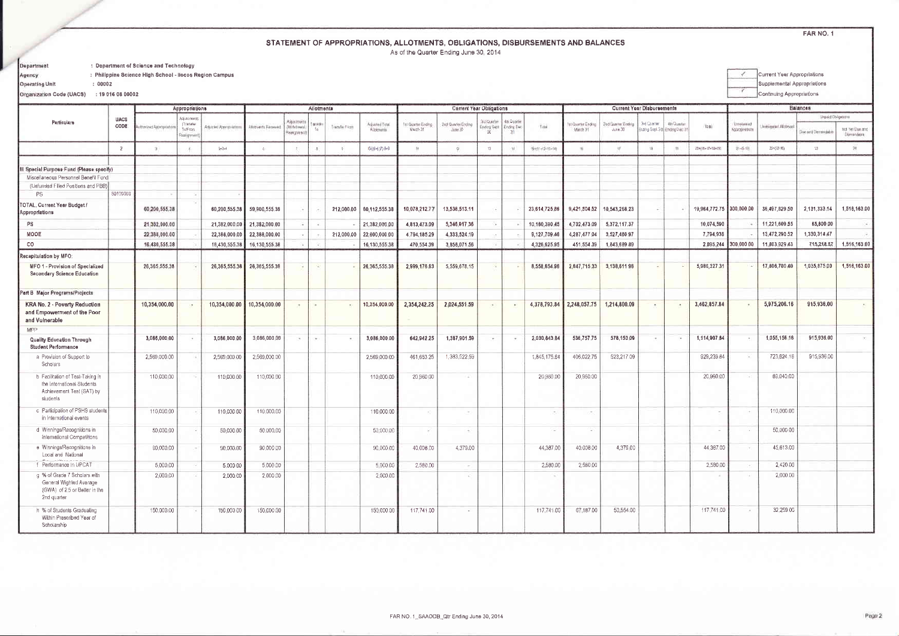FAR NO. 1

# STATEMENT OF APPROPRIATIONS, ALLOTMENTS, OBLIGATIONS, DISBURSEMENTS AND BALANCES

As of the Quarter Ending June 30, 2014

Department : Department of Science and Technology
Agency : Philippine Science High School - Ilocos Region Campus
Operating Unit : 00002
Organization Code (UACS) : 19 016 08 00002

| ✓ | Current Year Appropriations |
|---|---|
| | Supplemental Appropriations |
| ✓ | Continuing Appropriations |

| Particulars | UACS CODE | Appropriations | | | Allotments | | | | | Current Year Obligations | | | | | Current Year Disbursements | | | | | Balances | | | |
|---|---|---|---|---|---|---|---|---|---|---|---|---|---|---|---|---|---|---|---|---|---|---|---|
| | | Authorized Appropriations | Adjustments (Transfer To/From, Realignment) | Adjusted Appropriations | Allotments Received | Adjustments (Withdrawal, Realignment) | Transfer To | Transfer From | Adjusted Total Allotments | 1st Quarter Ending March 31 | 2nd Quarter Ending June 30 | 3rd Quarter Ending Sept 30 | 4th Quarter Ending Dec 31 | Total | 1st Quarter Ending March 31 | 2nd Quarter Ending June 30 | 3rd Quarter Ending Sept 30 | 4th Quarter Ending Dec 31 | Total | Unreleased Appropriations | Unobligated Allotment | Unpaid Obligations | |
| | | | | | | | | | | | | | | | | | | | | | | Due and Demandable | Not Yet Due and Demandable |
| | 2 | 3 | 4 | 5=3+4 | 6 | 7 | 8 | 9 | 10=[(6+(-)7)-8+9] | 11 | 12 | 13 | 14 | 15=(11+12+13+14) | 16 | 17 | 18 | 19 | 20=(16+17+18+19) | 21=(5-10) | 22=(10-15) | 23 | 24 |
| III Special Purpose Fund (Please specify) | | | | | | | | | | | | | | | | | | | | | | | |
| Miscellaneous Personnel Benefit Fund | | | | | | | | | | | | | | | | | | | | | | | |
| (Unfunded Filled Positions and PBB) | | | | | | | | | | | | | | | | | | | | | | | |
| PS | 50100000 | - | - | - | | | | | | | | | | | | | | | | | | | |
| TOTAL, Current Year Budget / Appropriations | | 60,200,555.38 | - | 60,200,555.38 | 59,900,555.38 | - | - | 212,000.00 | 60,112,555.38 | 10,078,212.77 | 13,536,513.11 | - | - | 23,614,725.88 | 9,421,504.52 | 10,543,268.23 | - | - | 19,964,772.75 | 300,000.00 | 36,497,829.50 | 2,131,333.14 | 1,516,163.00 |
| PS | | 21,382,000.00 | | 21,382,000.00 | 21,382,000.00 | - | - | - | 21,382,000.00 | 4,813,473.09 | 5,346,917.36 | - | - | 10,160,390.45 | 4,702,473.09 | 5,372,117.37 | | | 10,074,590 | - | 11,221,609.55 | 85,800.00 | - |
| MOOE | | 22,388,000.00 | | 22,388,000.00 | 22,388,000.00 | - | - | 212,000.00 | 22,600,000.00 | 4,794,185.29 | 4,333,524.19 | - | - | 9,127,709.48 | 4,267,477.04 | 3,527,460.97 | | | 7,794,938 | - | 13,472,290.52 | 1,330,314.47 | - |
| CO | | 16,430,555.38 | - | 16,430,555.38 | 16,130,555.38 | - | - | | 16,130,555.38 | 470,554.39 | 3,856,071.56 | - | - | 4,326,625.95 | 451,554.39 | 1,643,689.89 | | | 2,095,244 | 300,000.00 | 11,803,929.43 | 715,218.57 | 1,516,163.00 |
| Recapitulation by MFO: | | | | | | | | | | | | | | | | | | | | | | | |
| MFO 1 - Provision of Specialized Secondary Science Education | | 26,365,555.38 | - | 26,365,555.38 | 26,365,555.38 | - | - | - | 26,365,555.38 | 2,999,176.83 | 5,559,678.15 | - | - | 8,558,854.98 | 2,847,715.33 | 3,138,611.98 | - | - | 5,986,327.31 | - | 17,806,700.40 | 1,035,875.00 | 1,516,163.00 |
| Part B Major Programs/Projects | | | | | | | | | | | | | | | | | | | | | | | |
| KRA No. 2 - Poverty Reduction and Empowerment of the Poor and Vulnerable | | 10,354,000.00 | - | 10,354,000.00 | 10,354,000.00 | - | - | - | 10,354,000.00 | 2,354,242.25 | 2,024,551.59 | - | - | 4,378,793.84 | 2,248,057.75 | 1,214,800.09 | - | - | 3,462,857.84 | - | 5,975,206.16 | 915,936.00 | - |
| MFP | | | | | | | | | | | | | | | | | | | | | | | |
| Quality Education Through Student Performance | | 3,086,000.00 | - | 3,086,000.00 | 3,086,000.00 | - | - | - | 3,086,000.00 | 642,942.25 | 1,387,901.59 | - | - | 2,030,843.84 | 536,757.75 | 578,150.09 | - | - | 1,114,907.84 | - | 1,055,156.16 | 915,936.00 | - |
| a Provision of Support to Scholars | | 2,569,000.00 | - | 2,569,000.00 | 2,569,000.00 | | | | 2,569,000.00 | 461,653.25 | 1,383,522.59 | | | 1,845,175.84 | 406,022.75 | 523,217.09 | | | 929,239.84 | - | 723,824.16 | 915,936.00 | |
| b Facilitation of Test-Taking in the International Students Achievement Test (SAT) by students | | 110,000.00 | - | 110,000.00 | 110,000.00 | | | | 110,000.00 | 20,960.00 | - | | | 20,960.00 | 20,960.00 | | | | 20,960.00 | - | 89,040.00 | | |
| c Participation of PSHS students in international events | | 110,000.00 | - | 110,000.00 | 110,000.00 | | | | 110,000.00 | - | - | | | - | - | | | | - | - | 110,000.00 | | |
| d Winnings/Recognitions in International Competitions | | 50,000.00 | - | 50,000.00 | 50,000.00 | | | | 50,000.00 | - | - | | | - | - | | | | - | - | 50,000.00 | | |
| e Winnings/Recognitions in Local and National Competitions | | 90,000.00 | - | 90,000.00 | 90,000.00 | | | | 90,000.00 | 40,008.00 | 4,379.00 | | | 44,387.00 | 40,008.00 | 4,379.00 | | | 44,387.00 | - | 45,613.00 | | |
| f Performance in UPCAT | | 5,000.00 | - | 5,000.00 | 5,000.00 | | | | 5,000.00 | 2,580.00 | - | | | 2,580.00 | 2,580.00 | | | | 2,580.00 | - | 2,420.00 | | |
| g % of Grade 7 Scholars with General Wighted Average (GWA) of 2.5 or Better in the 2nd quarter | | 2,000.00 | - | 2,000.00 | 2,000.00 | | | | 2,000.00 | | - | | | - | | | | | - | - | 2,000.00 | | |
| h % of Students Graduating Within Prescribed Year of Scholarship | | 150,000.00 | - | 150,000.00 | 150,000.00 | | | | 150,000.00 | 117,741.00 | - | | | 117,741.00 | 67,187.00 | 50,554.00 | | | 117,741.00 | - | 32,259.00 | | |

FAR NO. 1_SAAODB_Qtr Ending June 30, 2014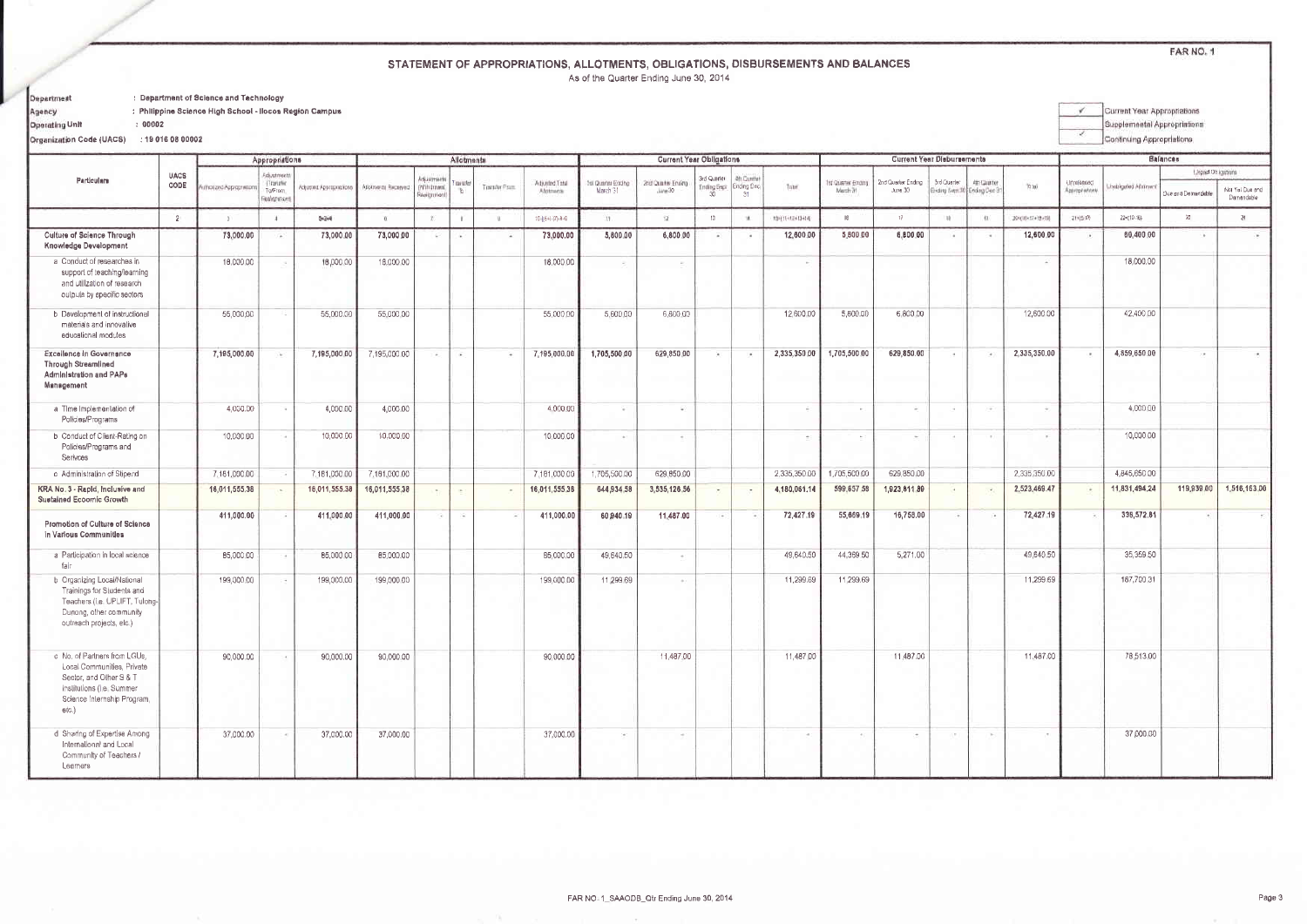FAR NO. 1

# STATEMENT OF APPROPRIATIONS, ALLOTMENTS, OBLIGATIONS, DISBURSEMENTS AND BALANCES

As of the Quarter Ending June 30, 2014

**Department** : Department of Science and Technology
**Agency** : Philippine Science High School - Ilocos Region Campus
**Operating Unit** : 00002
**Organization Code (UACS)** : 19 016 08 00002

✓ Current Year Appropriations
Supplemental Appropriations
✓ Continuing Appropriations

| Particulars | UACS CODE | Appropriations | | | Allotments | | | | | Current Year Obligations | | | | | Current Year Disbursements | | | | | Balances | | | |
|---|---|---|---|---|---|---|---|---|---|---|---|---|---|---|---|---|---|---|---|---|---|---|---|
| | | Authorized Appropriations | Adjustments (Transfer To/From, Realignment) | Adjusted Appropriations | Allotments Received | Adjustments (Withdrawal, Realignment) | Transfer To | Transfer From | Adjusted Total Allotments | 1st Quarter Ending March 31 | 2nd Quarter Ending June 30 | 3rd Quarter Ending Sept 30 | 4th Quarter Ending Dec 31 | Total | 1st Quarter Ending March 31 | 2nd Quarter Ending June 30 | 3rd Quarter Ending Sept 30 | 4th Quarter Ending Dec 31 | Total | Unreleased Appropriations | Unobligated Allotment | Unpaid Obligations: Due and Demandable | Unpaid Obligations: Not Yet Due and Demandable |
| | 2 | 3 | 4 | 5=3+4 | 6 | 7 | 8 | 9 | 10=[6+(-)7]-8+9 | 11 | 12 | 13 | 14 | 15=(11+12+13+14) | 16 | 17 | 18 | 19 | 20=(16+17+18+19) | 21=(5-10) | 22=(10-15) | 22 | 23 |
| **Culture of Science Through Knowledge Development** | | **73,000.00** | - | **73,000.00** | **73,000.00** | - | - | - | **73,000.00** | **5,800.00** | **6,800.00** | - | - | **12,600.00** | **5,800.00** | **6,800.00** | - | - | **12,600.00** | - | **60,400.00** | - | - |
| a. Conduct of researches in support of teaching/learning and utilization of research outputs by specific sectors | | 18,000.00 | - | 18,000.00 | 18,000.00 | | | | 18,000.00 | - | - | | | - | | | | | - | | 18,000.00 | | |
| b. Development of instructional materials and innovative educational modules | | 55,000.00 | - | 55,000.00 | 55,000.00 | | | | 55,000.00 | 5,800.00 | 6,800.00 | | | 12,600.00 | 5,800.00 | 6,800.00 | | | 12,600.00 | | 42,400.00 | | |
| **Excellence in Governance Through Streamlined Administration and PAPs Management** | | **7,195,000.00** | - | **7,195,000.00** | 7,195,000.00 | - | - | - | **7,195,000.00** | **1,705,500.00** | **629,850.00** | - | - | **2,335,350.00** | **1,705,500.00** | **629,850.00** | - | - | **2,335,350.00** | - | **4,859,650.00** | - | - |
| a. Time Implementation of Policies/Programs | | 4,000.00 | - | 4,000.00 | 4,000.00 | | | | 4,000.00 | - | - | | | - | - | - | - | - | - | | 4,000.00 | | |
| b. Conduct of Client-Rating on Policies/Programs and Services | | 10,000.00 | - | 10,000.00 | 10,000.00 | | | | 10,000.00 | - | - | | | - | - | - | - | - | - | | 10,000.00 | | |
| c. Administration of Stipend | | 7,181,000.00 | - | 7,181,000.00 | 7,181,000.00 | | | | 7,181,000.00 | 1,705,500.00 | 629,850.00 | | | 2,335,350.00 | 1,705,500.00 | 629,850.00 | | | 2,335,350.00 | | 4,845,650.00 | | |
| **KRA No. 3 - Rapid, Inclusive and Sustained Ecoomic Growth** | | **16,011,555.38** | - | **16,011,555.38** | **16,011,555.38** | - | - | - | **16,011,555.38** | **644,934.58** | **3,535,126.56** | - | - | **4,180,061.14** | **599,657.58** | **1,923,811.89** | - | - | **2,523,469.47** | - | **11,831,494.24** | **119,939.00** | **1,516,163.00** |
| **Promotion of Culture of Science in Various Communities** | | **411,000.00** | - | **411,000.00** | **411,000.00** | - | - | - | **411,000.00** | **60,940.19** | **11,487.00** | - | - | **72,427.19** | **55,669.19** | **16,758.00** | - | - | **72,427.19** | - | **338,572.81** | - | - |
| a. Participation in local science fair | | 85,000.00 | - | 85,000.00 | 85,000.00 | | | | 85,000.00 | 49,640.50 | - | | | 49,640.50 | 44,369.50 | 5,271.00 | | | 49,640.50 | | 35,359.50 | | |
| b. Organizing Local/National Trainings for Students and Teachers (i.e. UPLIFT, Tulong-Dunong, other community outreach projects, etc.) | | 199,000.00 | - | 199,000.00 | 199,000.00 | | | | 199,000.00 | 11,299.69 | - | | | 11,299.69 | 11,299.69 | | | | 11,299.69 | | 187,700.31 | | |
| c. No. of Partners from LGUs, Local Communities, Private Sector, and Other S & T institutions (i.e. Summer Science Internship Program, etc.) | | 90,000.00 | - | 90,000.00 | 90,000.00 | | | | 90,000.00 | | 11,487.00 | | | 11,487.00 | | 11,487.00 | | | 11,487.00 | | 78,513.00 | | |
| d. Sharing of Expertise Among International and Local Community of Teachers / Learners | | 37,000.00 | - | 37,000.00 | 37,000.00 | | | | 37,000.00 | - | - | | | - | - | - | - | - | - | | 37,000.00 | | |

FAR NO. 1_SAAODB_Qtr Ending June 30, 2014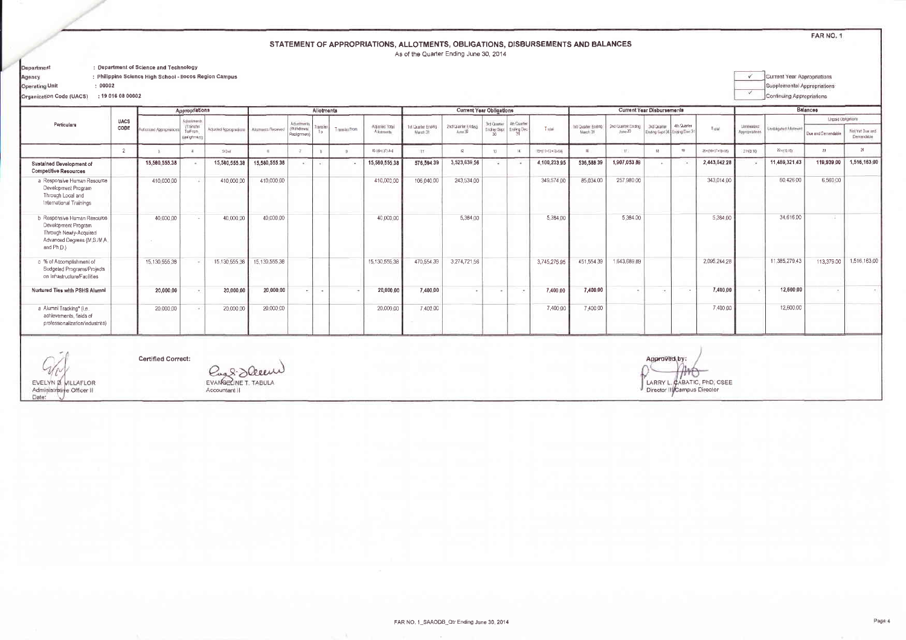FAR NO. 1

# STATEMENT OF APPROPRIATIONS, ALLOTMENTS, OBLIGATIONS, DISBURSEMENTS AND BALANCES

As of the Quarter Ending June 30, 2014

Department : Department of Science and Technology
Agency : Philippine Science High School - Ilocos Region Campus
Operating Unit : 00002
Organization Code (UACS) : 19 016 08 00002

| ✓ | Current Year Appropriations |
|---|---|
| | Supplemental Appropriations |
| ✓ | Continuing Appropriations |

| Particulars | UACS CODE | Appropriations | | | Allotments | | | | | Current Year Obligations | | | | | Current Year Disbursements | | | | | Balances | | | |
|---|---|---|---|---|---|---|---|---|---|---|---|---|---|---|---|---|---|---|---|---|---|---|---|
| | | Authorized Appropriations | Adjustments (Transfer To/From, Realignment) | Adjusted Appropriations | Allotments Received | Adjustments (Withdrawal, Realignment) | Transfer To | Transfer From | Adjusted Total Allotments | 1st Quarter Ending March 31 | 2nd Quarter Ending June 30 | 3rd Quarter Ending Sept 30 | 4th Quarter Ending Dec 31 | Total | 1st Quarter Ending March 31 | 2nd Quarter Ending June 30 | 3rd Quarter Ending Sept 30 | 4th Quarter Ending Dec 31 | Total | Unreleased Appropriations | Unobligated Allotment | Unpaid Obligations Due and Demandable | Unpaid Obligations Not Yet Due and Demandable |
| | 2 | 3 | 4 | 5=3+4 | 6 | 7 | 8 | 9 | 10=[6+(-)7]-8+9 | 11 | 12 | 13 | 14 | 15=(11+12+13+14) | 16 | 17 | 18 | 19 | 20=(16+17+18+19) | 21=(5-10) | 22=(10-15) | 23 | 24 |
| **Sustained Development of Competitive Resources** | | **15,580,555.38** | **-** | **15,580,555.38** | **15,580,555.38** | **-** | **-** | **-** | **15,580,555.38** | **576,594.39** | **3,523,639.56** | **-** | **-** | **4,100,233.95** | **536,588.39** | **1,907,053.89** | **-** | **-** | **2,443,642.28** | **-** | **11,480,321.43** | **119,939.00** | **1,516,163.00** |
| a. Responsive Human Resource Development Program Through Local and International Trainings | | 410,000.00 | - | 410,000.00 | 410,000.00 | | | | 410,000.00 | 106,040.00 | 243,534.00 | | | 349,574.00 | 85,034.00 | 257,980.00 | | | 343,014.00 | | 60,426.00 | 6,560.00 | |
| b. Responsive Human Resource Development Program Through Newly-Acquired Advanced Degrees (M.S./M.A. and Ph.D.) | | 40,000.00 | - | 40,000.00 | 40,000.00 | | | | 40,000.00 | | 5,384.00 | | | 5,384.00 | | 5,384.00 | | | 5,384.00 | | 34,616.00 | - | |
| c. % of Accomplishment of Budgeted Programs/Projects on Infrastructure/Facilities | | 15,130,555.38 | - | 15,130,555.38 | 15,130,555.38 | | | | 15,130,555.38 | 470,554.39 | 3,274,721.56 | | | 3,745,275.95 | 451,554.39 | 1,643,689.89 | | | 2,095,244.28 | | 11,385,279.43 | 113,379.00 | 1,516,163.00 |
| **Nurtured Ties with PSHS Alumni** | | **20,000.00** | **-** | **20,000.00** | **20,000.00** | **-** | **-** | **-** | **20,000.00** | **7,400.00** | **-** | **-** | **-** | **7,400.00** | **7,400.00** | **-** | **-** | **-** | **7,400.00** | **-** | **12,600.00** | **-** | **-** |
| a. Alumni Tracking* (i.e. achievements, fields of professionalization/industries) | | 20,000.00 | - | 20,000.00 | 20,000.00 | | | | 20,000.00 | 7,400.00 | | | | 7,400.00 | 7,400.00 | | | | 7,400.00 | | 12,600.00 | | |

Certified Correct:

EVELYN D. VILLAFLOR
Administrative Officer II
Date:

EVANGELINE T. TABULA
Accountant II

Approved by:

LARRY L. CABATIC, PhD, CSEE
Director III/Campus Director

FAR NO. 1_SAAODB_Qtr Ending June 30, 2014